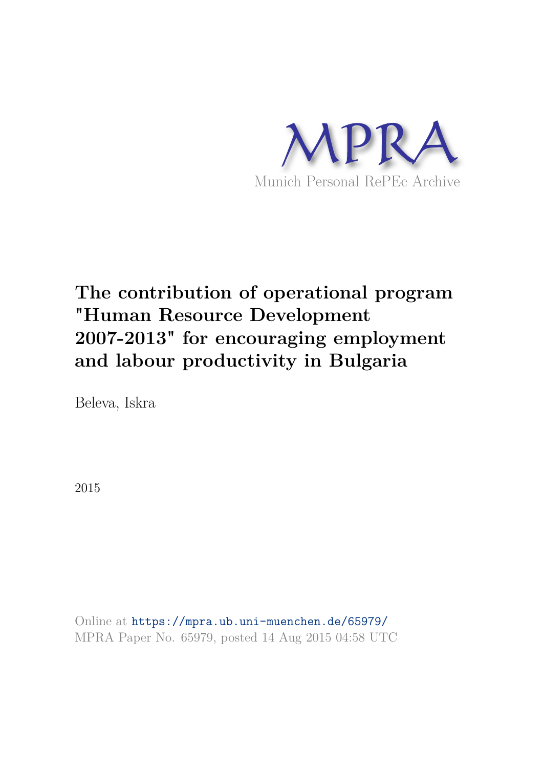MPRA

Munich Personal RePEc Archive

# The contribution of operational program "Human Resource Development 2007-2013" for encouraging employment and labour productivity in Bulgaria

Beleva, Iskra

2015

Online at https://mpra.ub.uni-muenchen.de/65979/
MPRA Paper No. 65979, posted 14 Aug 2015 04:58 UTC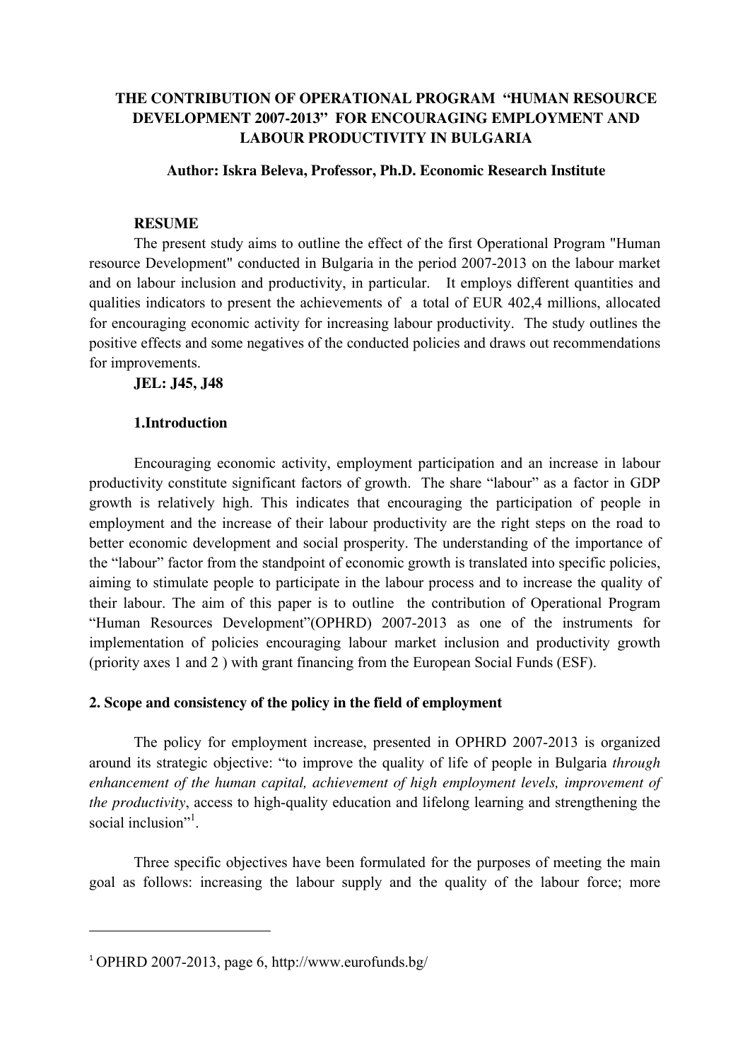**THE CONTRIBUTION OF OPERATIONAL PROGRAM "HUMAN RESOURCE DEVELOPMENT 2007-2013" FOR ENCOURAGING EMPLOYMENT AND LABOUR PRODUCTIVITY IN BULGARIA**

**Author: Iskra Beleva, Professor, Ph.D. Economic Research Institute**

**RESUME**

The present study aims to outline the effect of the first Operational Program "Human resource Development" conducted in Bulgaria in the period 2007-2013 on the labour market and on labour inclusion and productivity, in particular. It employs different quantities and qualities indicators to present the achievements of a total of EUR 402,4 millions, allocated for encouraging economic activity for increasing labour productivity. The study outlines the positive effects and some negatives of the conducted policies and draws out recommendations for improvements.

**JEL: J45, J48**

## 1.Introduction

Encouraging economic activity, employment participation and an increase in labour productivity constitute significant factors of growth. The share "labour" as a factor in GDP growth is relatively high. This indicates that encouraging the participation of people in employment and the increase of their labour productivity are the right steps on the road to better economic development and social prosperity. The understanding of the importance of the "labour" factor from the standpoint of economic growth is translated into specific policies, aiming to stimulate people to participate in the labour process and to increase the quality of their labour. The aim of this paper is to outline the contribution of Operational Program "Human Resources Development"(OPHRD) 2007-2013 as one of the instruments for implementation of policies encouraging labour market inclusion and productivity growth (priority axes 1 and 2 ) with grant financing from the European Social Funds (ESF).

## 2. Scope and consistency of the policy in the field of employment

The policy for employment increase, presented in OPHRD 2007-2013 is organized around its strategic objective: "to improve the quality of life of people in Bulgaria *through enhancement of the human capital, achievement of high employment levels, improvement of the productivity*, access to high-quality education and lifelong learning and strengthening the social inclusion"[1].

Three specific objectives have been formulated for the purposes of meeting the main goal as follows: increasing the labour supply and the quality of the labour force; more

---

[1] OPHRD 2007-2013, page 6, http://www.eurofunds.bg/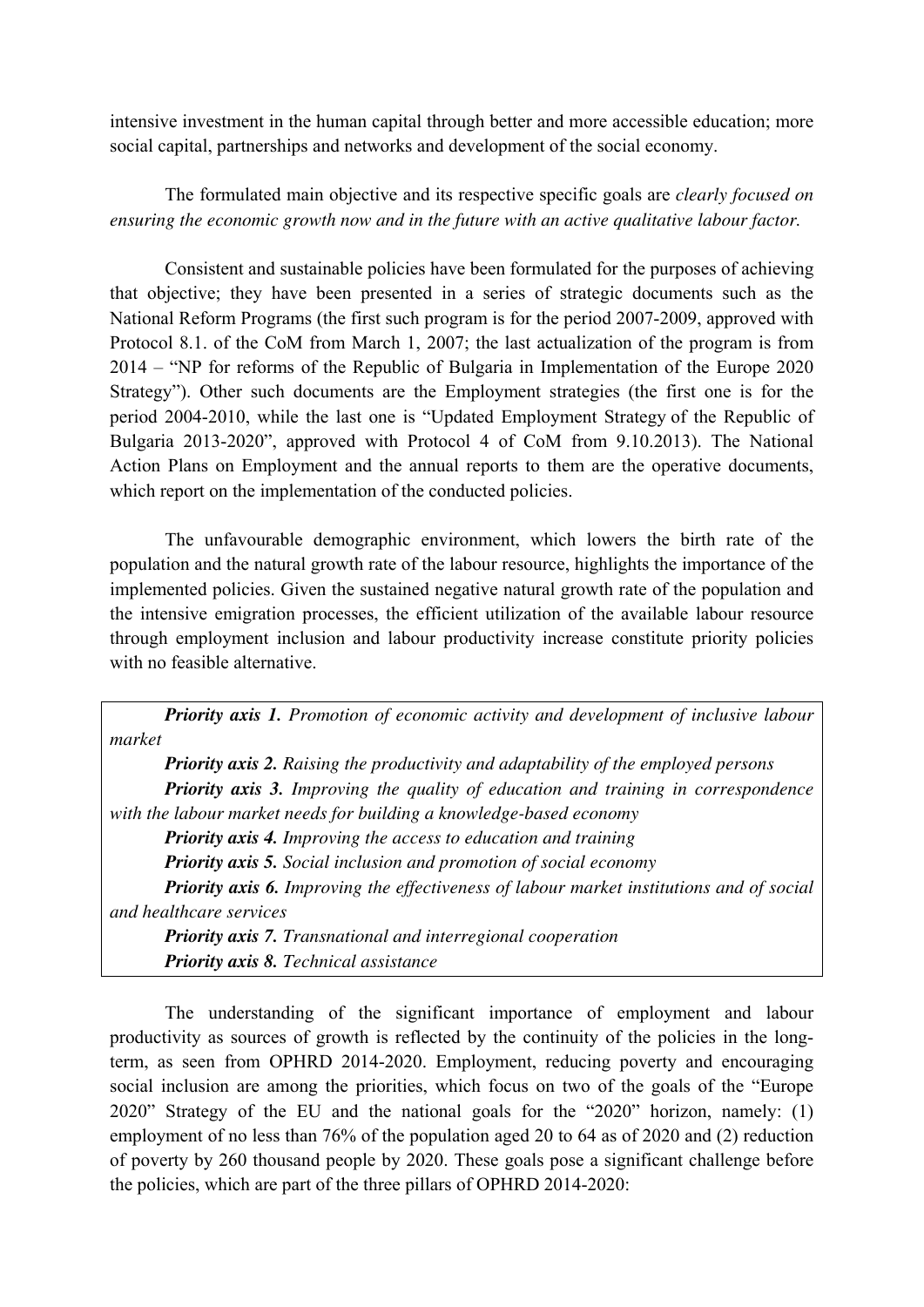intensive investment in the human capital through better and more accessible education; more social capital, partnerships and networks and development of the social economy.

The formulated main objective and its respective specific goals are *clearly focused on ensuring the economic growth now and in the future with an active qualitative labour factor.*

Consistent and sustainable policies have been formulated for the purposes of achieving that objective; they have been presented in a series of strategic documents such as the National Reform Programs (the first such program is for the period 2007-2009, approved with Protocol 8.1. of the CoM from March 1, 2007; the last actualization of the program is from 2014 – "NP for reforms of the Republic of Bulgaria in Implementation of the Europe 2020 Strategy"). Other such documents are the Employment strategies (the first one is for the period 2004-2010, while the last one is "Updated Employment Strategy of the Republic of Bulgaria 2013-2020", approved with Protocol 4 of CoM from 9.10.2013). The National Action Plans on Employment and the annual reports to them are the operative documents, which report on the implementation of the conducted policies.

The unfavourable demographic environment, which lowers the birth rate of the population and the natural growth rate of the labour resource, highlights the importance of the implemented policies. Given the sustained negative natural growth rate of the population and the intensive emigration processes, the efficient utilization of the available labour resource through employment inclusion and labour productivity increase constitute priority policies with no feasible alternative.

***Priority axis 1.*** *Promotion of economic activity and development of inclusive labour market*

***Priority axis 2.*** *Raising the productivity and adaptability of the employed persons*

***Priority axis 3.*** *Improving the quality of education and training in correspondence with the labour market needs for building a knowledge-based economy*

***Priority axis 4.*** *Improving the access to education and training*

***Priority axis 5.*** *Social inclusion and promotion of social economy*

***Priority axis 6.*** *Improving the effectiveness of labour market institutions and of social and healthcare services*

***Priority axis 7.*** *Transnational and interregional cooperation*

***Priority axis 8.*** *Technical assistance*

The understanding of the significant importance of employment and labour productivity as sources of growth is reflected by the continuity of the policies in the long-term, as seen from OPHRD 2014-2020. Employment, reducing poverty and encouraging social inclusion are among the priorities, which focus on two of the goals of the "Europe 2020" Strategy of the EU and the national goals for the "2020" horizon, namely: (1) employment of no less than 76% of the population aged 20 to 64 as of 2020 and (2) reduction of poverty by 260 thousand people by 2020. These goals pose a significant challenge before the policies, which are part of the three pillars of OPHRD 2014-2020: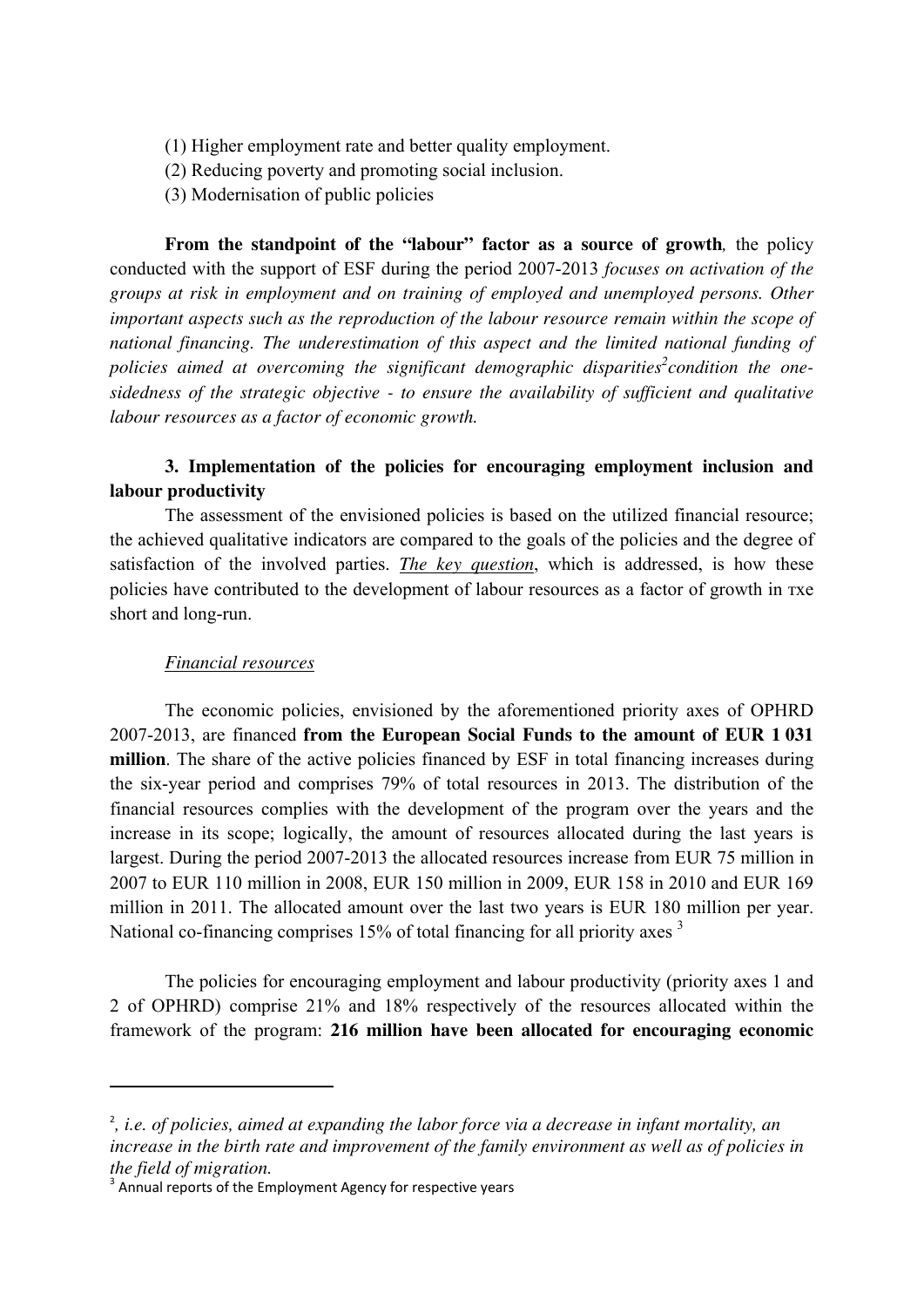(1) Higher employment rate and better quality employment.
(2) Reducing poverty and promoting social inclusion.
(3) Modernisation of public policies

**From the standpoint of the "labour" factor as a source of growth**, the policy conducted with the support of ESF during the period 2007-2013 *focuses on activation of the groups at risk in employment and on training of employed and unemployed persons. Other important aspects such as the reproduction of the labour resource remain within the scope of national financing. The underestimation of this aspect and the limited national funding of policies aimed at overcoming the significant demographic disparities*[2] *condition the one-sidedness of the strategic objective - to ensure the availability of sufficient and qualitative labour resources as a factor of economic growth.*

### 3. Implementation of the policies for encouraging employment inclusion and labour productivity

The assessment of the envisioned policies is based on the utilized financial resource; the achieved qualitative indicators are compared to the goals of the policies and the degree of satisfaction of the involved parties. ***The key question***, which is addressed, is how these policies have contributed to the development of labour resources as a factor of growth in тxe short and long-run.

*Financial resources*

The economic policies, envisioned by the aforementioned priority axes of OPHRD 2007-2013, are financed **from the European Social Funds to the amount of EUR 1 031 million**. The share of the active policies financed by ESF in total financing increases during the six-year period and comprises 79% of total resources in 2013. The distribution of the financial resources complies with the development of the program over the years and the increase in its scope; logically, the amount of resources allocated during the last years is largest. During the period 2007-2013 the allocated resources increase from EUR 75 million in 2007 to EUR 110 million in 2008, EUR 150 million in 2009, EUR 158 in 2010 and EUR 169 million in 2011. The allocated amount over the last two years is EUR 180 million per year. National co-financing comprises 15% of total financing for all priority axes [3]

The policies for encouraging employment and labour productivity (priority axes 1 and 2 of OPHRD) comprise 21% and 18% respectively of the resources allocated within the framework of the program: **216 million have been allocated for encouraging economic**

---

[2] *, i.e. of policies, aimed at expanding the labor force via a decrease in infant mortality, an increase in the birth rate and improvement of the family environment as well as of policies in the field of migration.*

[3] Annual reports of the Employment Agency for respective years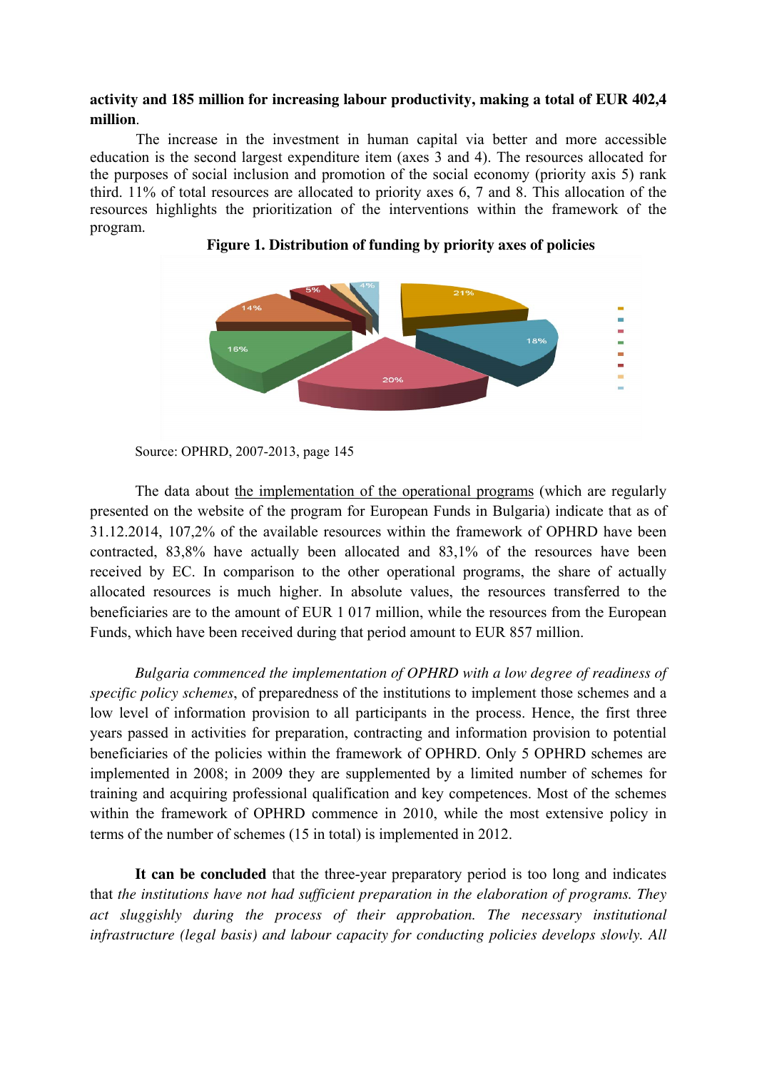**activity and 185 million for increasing labour productivity, making a total of EUR 402,4 million**.

The increase in the investment in human capital via better and more accessible education is the second largest expenditure item (axes 3 and 4). The resources allocated for the purposes of social inclusion and promotion of the social economy (priority axis 5) rank third. 11% of total resources are allocated to priority axes 6, 7 and 8. This allocation of the resources highlights the prioritization of the interventions within the framework of the program.

**Figure 1. Distribution of funding by priority axes of policies**

Source: OPHRD, 2007-2013, page 145

The data about the implementation of the operational programs (which are regularly presented on the website of the program for European Funds in Bulgaria) indicate that as of 31.12.2014, 107,2% of the available resources within the framework of OPHRD have been contracted, 83,8% have actually been allocated and 83,1% of the resources have been received by EC. In comparison to the other operational programs, the share of actually allocated resources is much higher. In absolute values, the resources transferred to the beneficiaries are to the amount of EUR 1 017 million, while the resources from the European Funds, which have been received during that period amount to EUR 857 million.

*Bulgaria commenced the implementation of OPHRD with a low degree of readiness of specific policy schemes*, of preparedness of the institutions to implement those schemes and a low level of information provision to all participants in the process. Hence, the first three years passed in activities for preparation, contracting and information provision to potential beneficiaries of the policies within the framework of OPHRD. Only 5 OPHRD schemes are implemented in 2008; in 2009 they are supplemented by a limited number of schemes for training and acquiring professional qualification and key competences. Most of the schemes within the framework of OPHRD commence in 2010, while the most extensive policy in terms of the number of schemes (15 in total) is implemented in 2012.

**It can be concluded** that the three-year preparatory period is too long and indicates that *the institutions have not had sufficient preparation in the elaboration of programs. They act sluggishly during the process of their approbation. The necessary institutional infrastructure (legal basis) and labour capacity for conducting policies develops slowly. All*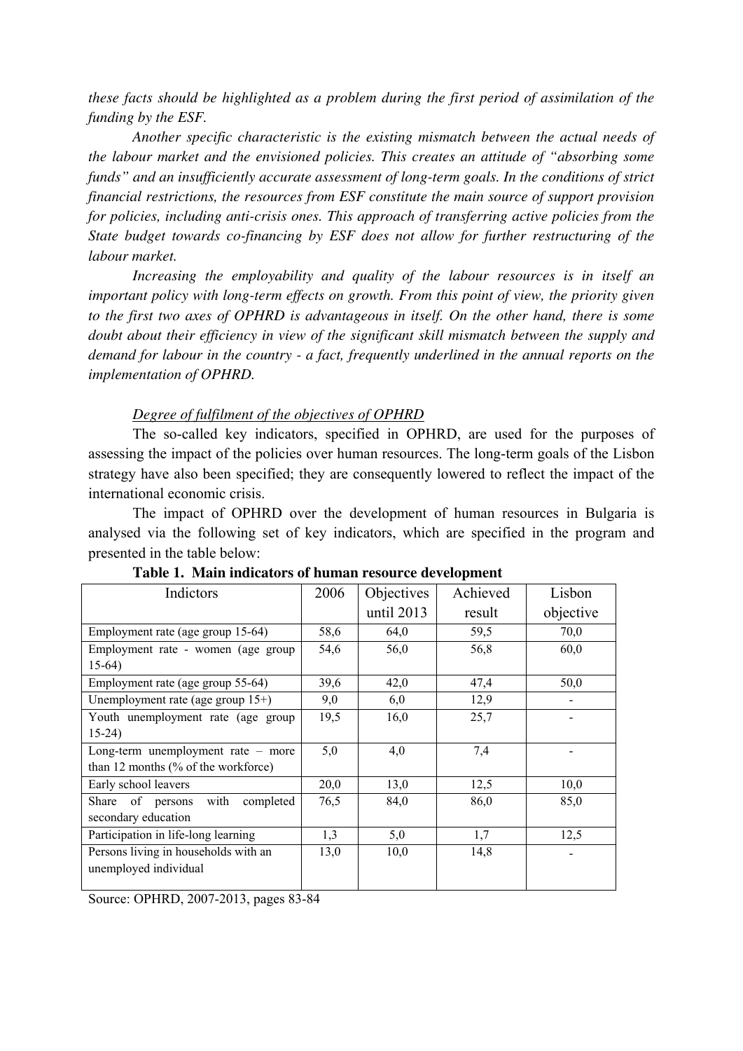*these facts should be highlighted as a problem during the first period of assimilation of the funding by the ESF.*

*Another specific characteristic is the existing mismatch between the actual needs of the labour market and the envisioned policies. This creates an attitude of "absorbing some funds" and an insufficiently accurate assessment of long-term goals. In the conditions of strict financial restrictions, the resources from ESF constitute the main source of support provision for policies, including anti-crisis ones. This approach of transferring active policies from the State budget towards co-financing by ESF does not allow for further restructuring of the labour market.*

*Increasing the employability and quality of the labour resources is in itself an important policy with long-term effects on growth. From this point of view, the priority given to the first two axes of OPHRD is advantageous in itself. On the other hand, there is some doubt about their efficiency in view of the significant skill mismatch between the supply and demand for labour in the country - a fact, frequently underlined in the annual reports on the implementation of OPHRD.*

*Degree of fulfilment of the objectives of OPHRD*

The so-called key indicators, specified in OPHRD, are used for the purposes of assessing the impact of the policies over human resources. The long-term goals of the Lisbon strategy have also been specified; they are consequently lowered to reflect the impact of the international economic crisis.

The impact of OPHRD over the development of human resources in Bulgaria is analysed via the following set of key indicators, which are specified in the program and presented in the table below:

**Table 1. Main indicators of human resource development**

| Indictors | 2006 | Objectives until 2013 | Achieved result | Lisbon objective |
|---|---|---|---|---|
| Employment rate (age group 15-64) | 58,6 | 64,0 | 59,5 | 70,0 |
| Employment rate - women (age group 15-64) | 54,6 | 56,0 | 56,8 | 60,0 |
| Employment rate (age group 55-64) | 39,6 | 42,0 | 47,4 | 50,0 |
| Unemployment rate (age group 15+) | 9,0 | 6,0 | 12,9 | - |
| Youth unemployment rate (age group 15-24) | 19,5 | 16,0 | 25,7 | - |
| Long-term unemployment rate – more than 12 months (% of the workforce) | 5,0 | 4,0 | 7,4 | - |
| Early school leavers | 20,0 | 13,0 | 12,5 | 10,0 |
| Share of persons with completed secondary education | 76,5 | 84,0 | 86,0 | 85,0 |
| Participation in life-long learning | 1,3 | 5,0 | 1,7 | 12,5 |
| Persons living in households with an unemployed individual | 13,0 | 10,0 | 14,8 | - |

Source: OPHRD, 2007-2013, pages 83-84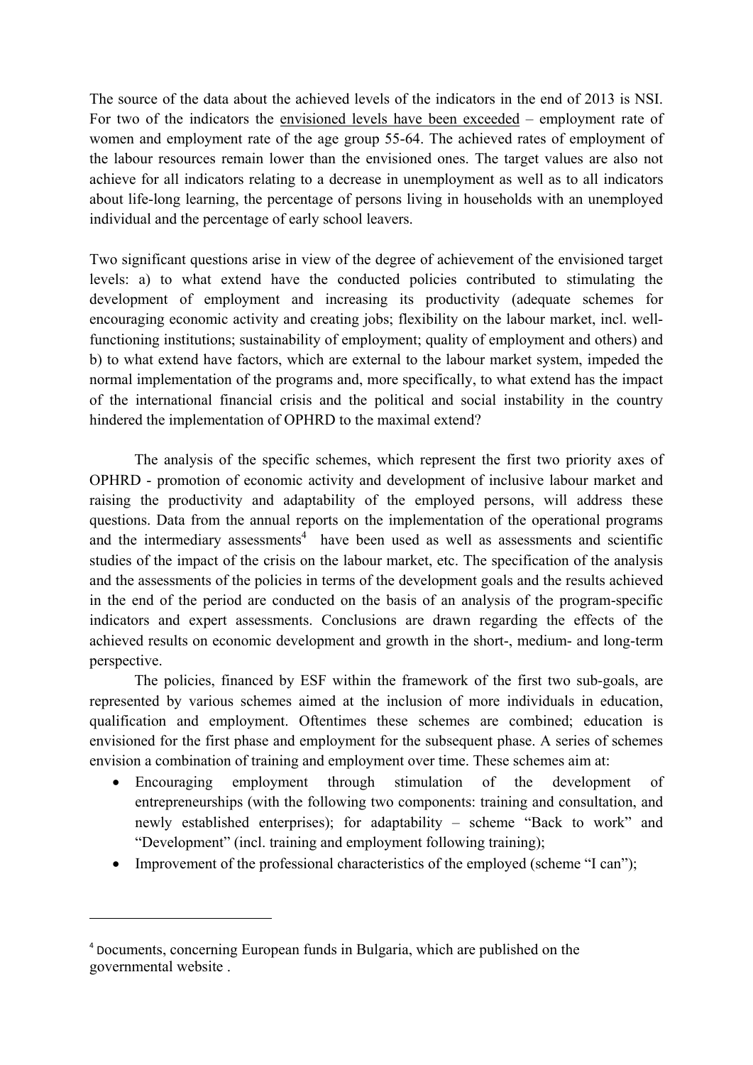The source of the data about the achieved levels of the indicators in the end of 2013 is NSI. For two of the indicators the envisioned levels have been exceeded – employment rate of women and employment rate of the age group 55-64. The achieved rates of employment of the labour resources remain lower than the envisioned ones. The target values are also not achieve for all indicators relating to a decrease in unemployment as well as to all indicators about life-long learning, the percentage of persons living in households with an unemployed individual and the percentage of early school leavers.

Two significant questions arise in view of the degree of achievement of the envisioned target levels: a) to what extend have the conducted policies contributed to stimulating the development of employment and increasing its productivity (adequate schemes for encouraging economic activity and creating jobs; flexibility on the labour market, incl. well-functioning institutions; sustainability of employment; quality of employment and others) and b) to what extend have factors, which are external to the labour market system, impeded the normal implementation of the programs and, more specifically, to what extend has the impact of the international financial crisis and the political and social instability in the country hindered the implementation of OPHRD to the maximal extend?

The analysis of the specific schemes, which represent the first two priority axes of OPHRD - promotion of economic activity and development of inclusive labour market and raising the productivity and adaptability of the employed persons, will address these questions. Data from the annual reports on the implementation of the operational programs and the intermediary assessments[4] have been used as well as assessments and scientific studies of the impact of the crisis on the labour market, etc. The specification of the analysis and the assessments of the policies in terms of the development goals and the results achieved in the end of the period are conducted on the basis of an analysis of the program-specific indicators and expert assessments. Conclusions are drawn regarding the effects of the achieved results on economic development and growth in the short-, medium- and long-term perspective.

The policies, financed by ESF within the framework of the first two sub-goals, are represented by various schemes aimed at the inclusion of more individuals in education, qualification and employment. Oftentimes these schemes are combined; education is envisioned for the first phase and employment for the subsequent phase. A series of schemes envision a combination of training and employment over time. These schemes aim at:

- Encouraging employment through stimulation of the development of entrepreneurships (with the following two components: training and consultation, and newly established enterprises); for adaptability – scheme "Back to work" and "Development" (incl. training and employment following training);
- Improvement of the professional characteristics of the employed (scheme "I can");

---

[4] Documents, concerning European funds in Bulgaria, which are published on the governmental website .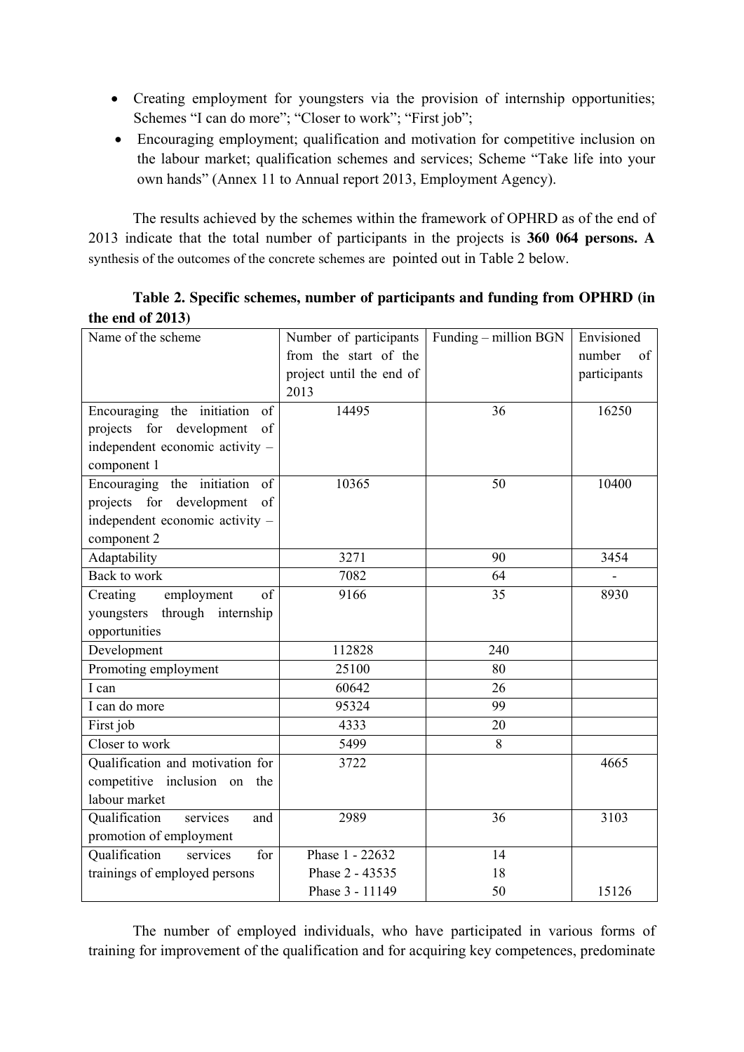- Creating employment for youngsters via the provision of internship opportunities; Schemes "I can do more"; "Closer to work"; "First job";
- Encouraging employment; qualification and motivation for competitive inclusion on the labour market; qualification schemes and services; Scheme "Take life into your own hands" (Annex 11 to Annual report 2013, Employment Agency).

The results achieved by the schemes within the framework of OPHRD as of the end of 2013 indicate that the total number of participants in the projects is **360 064 persons. A** synthesis of the outcomes of the concrete schemes are pointed out in Table 2 below.

**Table 2. Specific schemes, number of participants and funding from OPHRD (in the end of 2013)**

| Name of the scheme | Number of participants from the start of the project until the end of 2013 | Funding – million BGN | Envisioned number of participants |
|---|---|---|---|
| Encouraging the initiation of projects for development of independent economic activity – component 1 | 14495 | 36 | 16250 |
| Encouraging the initiation of projects for development of independent economic activity – component 2 | 10365 | 50 | 10400 |
| Adaptability | 3271 | 90 | 3454 |
| Back to work | 7082 | 64 | - |
| Creating employment of youngsters through internship opportunities | 9166 | 35 | 8930 |
| Development | 112828 | 240 | |
| Promoting employment | 25100 | 80 | |
| I can | 60642 | 26 | |
| I can do more | 95324 | 99 | |
| First job | 4333 | 20 | |
| Closer to work | 5499 | 8 | |
| Qualification and motivation for competitive inclusion on the labour market | 3722 | | 4665 |
| Qualification services and promotion of employment | 2989 | 36 | 3103 |
| Qualification services for trainings of employed persons | Phase 1 - 22632<br>Phase 2 - 43535<br>Phase 3 - 11149 | 14<br>18<br>50 | 15126 |

The number of employed individuals, who have participated in various forms of training for improvement of the qualification and for acquiring key competences, predominate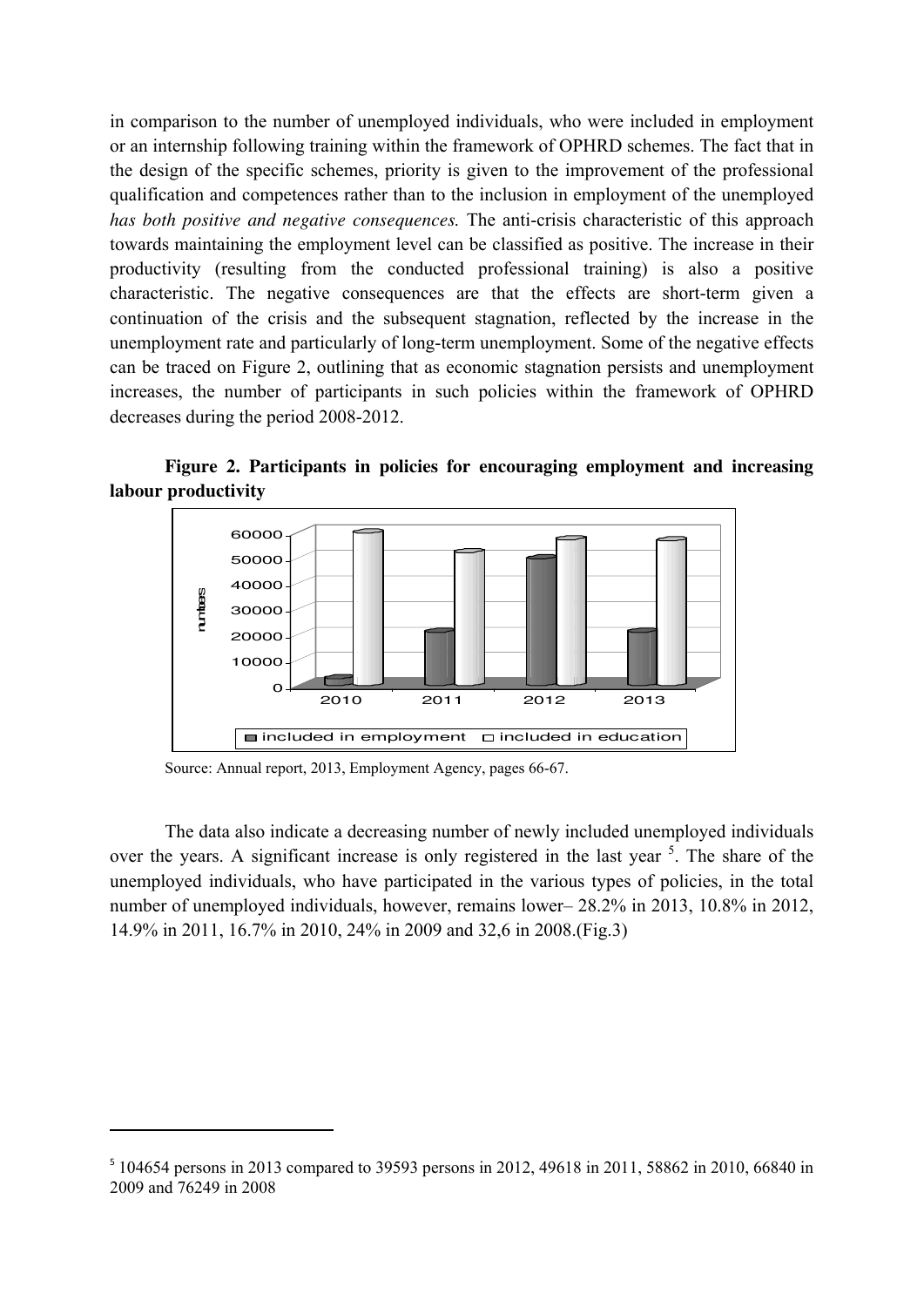in comparison to the number of unemployed individuals, who were included in employment or an internship following training within the framework of OPHRD schemes. The fact that in the design of the specific schemes, priority is given to the improvement of the professional qualification and competences rather than to the inclusion in employment of the unemployed *has both positive and negative consequences.* The anti-crisis characteristic of this approach towards maintaining the employment level can be classified as positive. The increase in their productivity (resulting from the conducted professional training) is also a positive characteristic. The negative consequences are that the effects are short-term given a continuation of the crisis and the subsequent stagnation, reflected by the increase in the unemployment rate and particularly of long-term unemployment. Some of the negative effects can be traced on Figure 2, outlining that as economic stagnation persists and unemployment increases, the number of participants in such policies within the framework of OPHRD decreases during the period 2008-2012.

**Figure 2. Participants in policies for encouraging employment and increasing labour productivity**

Source: Annual report, 2013, Employment Agency, pages 66-67.

The data also indicate a decreasing number of newly included unemployed individuals over the years. A significant increase is only registered in the last year [5]. The share of the unemployed individuals, who have participated in the various types of policies, in the total number of unemployed individuals, however, remains lower– 28.2% in 2013, 10.8% in 2012, 14.9% in 2011, 16.7% in 2010, 24% in 2009 and 32,6 in 2008.(Fig.3)

---

[5] 104654 persons in 2013 compared to 39593 persons in 2012, 49618 in 2011, 58862 in 2010, 66840 in 2009 and 76249 in 2008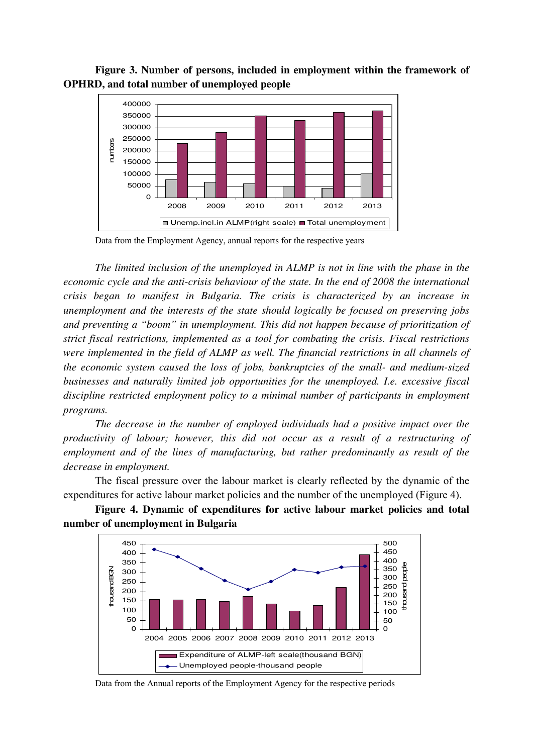**Figure 3. Number of persons, included in employment within the framework of OPHRD, and total number of unemployed people**

Data from the Employment Agency, annual reports for the respective years

*The limited inclusion of the unemployed in ALMP is not in line with the phase in the economic cycle and the anti-crisis behaviour of the state. In the end of 2008 the international crisis began to manifest in Bulgaria. The crisis is characterized by an increase in unemployment and the interests of the state should logically be focused on preserving jobs and preventing a "boom" in unemployment. This did not happen because of prioritization of strict fiscal restrictions, implemented as a tool for combating the crisis. Fiscal restrictions were implemented in the field of ALMP as well. The financial restrictions in all channels of the economic system caused the loss of jobs, bankruptcies of the small- and medium-sized businesses and naturally limited job opportunities for the unemployed. I.e. excessive fiscal discipline restricted employment policy to a minimal number of participants in employment programs.*

*The decrease in the number of employed individuals had a positive impact over the productivity of labour; however, this did not occur as a result of a restructuring of employment and of the lines of manufacturing, but rather predominantly as result of the decrease in employment.*

The fiscal pressure over the labour market is clearly reflected by the dynamic of the expenditures for active labour market policies and the number of the unemployed (Figure 4).

**Figure 4. Dynamic of expenditures for active labour market policies and total number of unemployment in Bulgaria**

Data from the Annual reports of the Employment Agency for the respective periods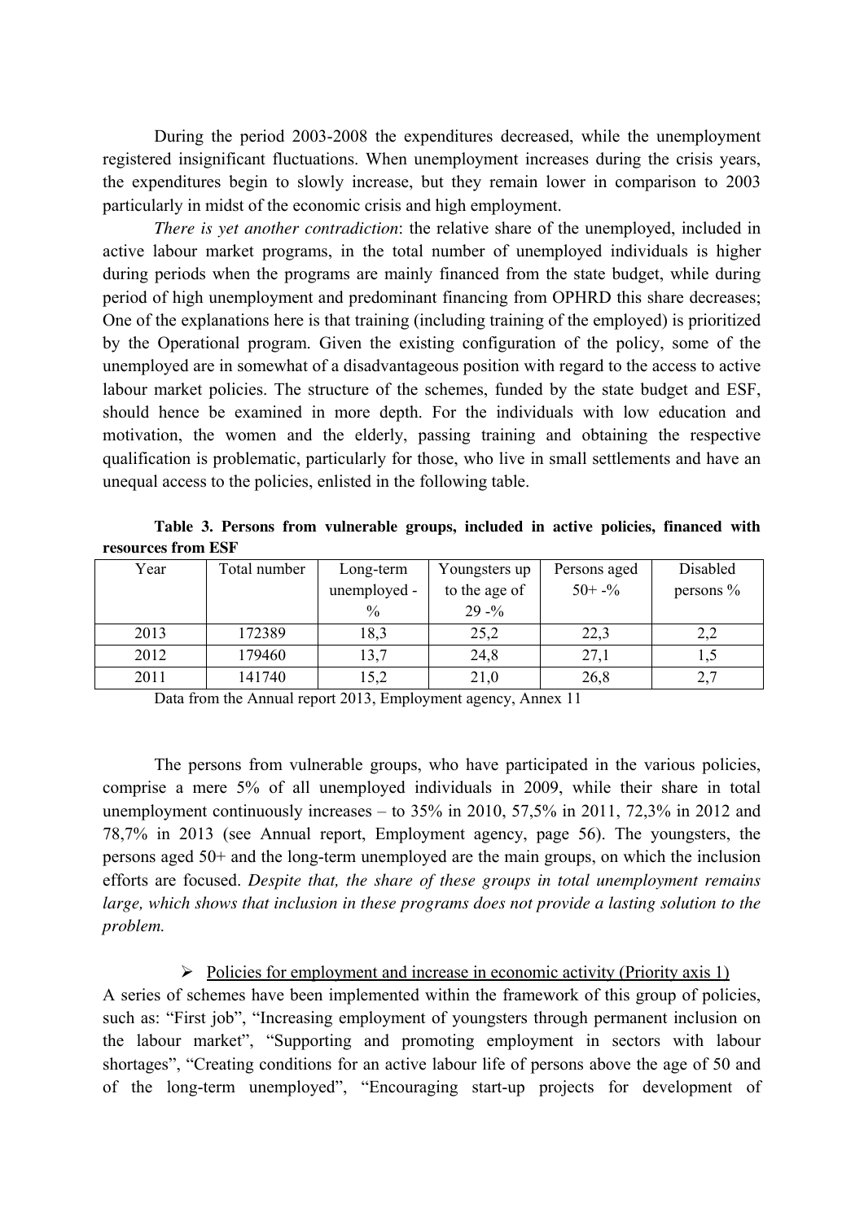During the period 2003-2008 the expenditures decreased, while the unemployment registered insignificant fluctuations. When unemployment increases during the crisis years, the expenditures begin to slowly increase, but they remain lower in comparison to 2003 particularly in midst of the economic crisis and high employment.

*There is yet another contradiction*: the relative share of the unemployed, included in active labour market programs, in the total number of unemployed individuals is higher during periods when the programs are mainly financed from the state budget, while during period of high unemployment and predominant financing from OPHRD this share decreases; One of the explanations here is that training (including training of the employed) is prioritized by the Operational program. Given the existing configuration of the policy, some of the unemployed are in somewhat of a disadvantageous position with regard to the access to active labour market policies. The structure of the schemes, funded by the state budget and ESF, should hence be examined in more depth. For the individuals with low education and motivation, the women and the elderly, passing training and obtaining the respective qualification is problematic, particularly for those, who live in small settlements and have an unequal access to the policies, enlisted in the following table.

**Table 3. Persons from vulnerable groups, included in active policies, financed with resources from ESF**

| Year | Total number | Long-term unemployed - % | Youngsters up to the age of 29 -% | Persons aged 50+ -% | Disabled persons % |
|---|---|---|---|---|---|
| 2013 | 172389 | 18,3 | 25,2 | 22,3 | 2,2 |
| 2012 | 179460 | 13,7 | 24,8 | 27,1 | 1,5 |
| 2011 | 141740 | 15,2 | 21,0 | 26,8 | 2,7 |

Data from the Annual report 2013, Employment agency, Annex 11

The persons from vulnerable groups, who have participated in the various policies, comprise a mere 5% of all unemployed individuals in 2009, while their share in total unemployment continuously increases – to 35% in 2010, 57,5% in 2011, 72,3% in 2012 and 78,7% in 2013 (see Annual report, Employment agency, page 56). The youngsters, the persons aged 50+ and the long-term unemployed are the main groups, on which the inclusion efforts are focused. *Despite that, the share of these groups in total unemployment remains large, which shows that inclusion in these programs does not provide a lasting solution to the problem.*

- Policies for employment and increase in economic activity (Priority axis 1)

A series of schemes have been implemented within the framework of this group of policies, such as: "First job", "Increasing employment of youngsters through permanent inclusion on the labour market", "Supporting and promoting employment in sectors with labour shortages", "Creating conditions for an active labour life of persons above the age of 50 and of the long-term unemployed", "Encouraging start-up projects for development of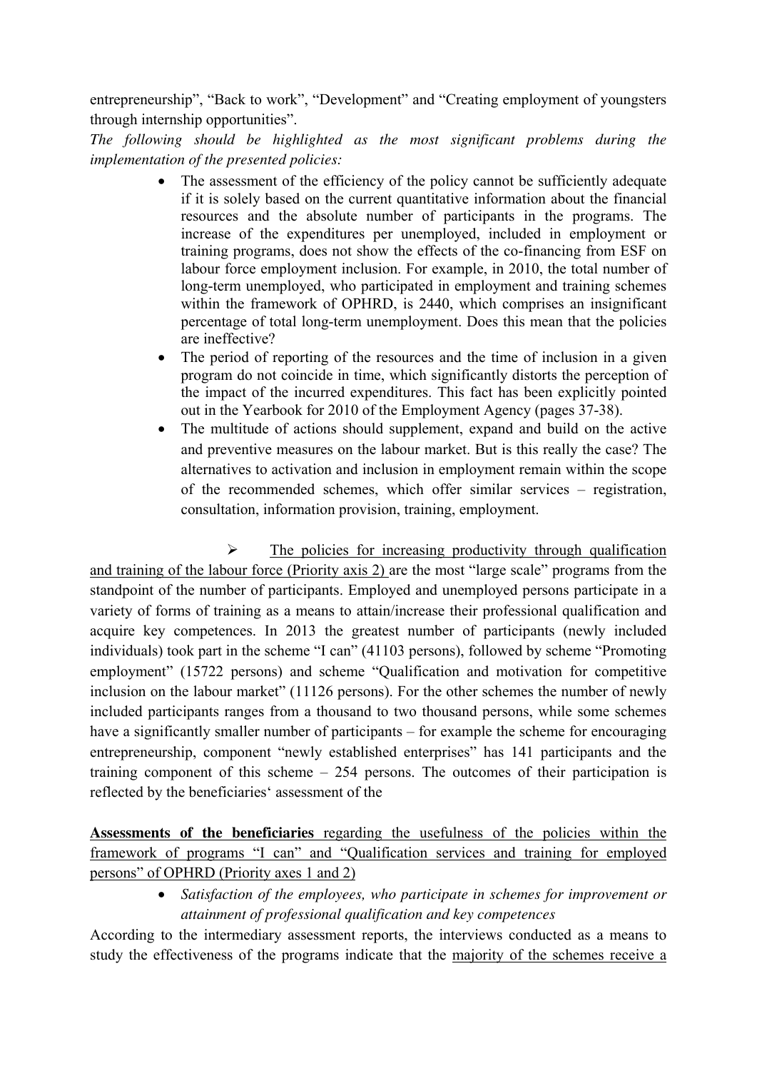entrepreneurship", "Back to work", "Development" and "Creating employment of youngsters through internship opportunities".

*The following should be highlighted as the most significant problems during the implementation of the presented policies:*

- The assessment of the efficiency of the policy cannot be sufficiently adequate if it is solely based on the current quantitative information about the financial resources and the absolute number of participants in the programs. The increase of the expenditures per unemployed, included in employment or training programs, does not show the effects of the co-financing from ESF on labour force employment inclusion. For example, in 2010, the total number of long-term unemployed, who participated in employment and training schemes within the framework of OPHRD, is 2440, which comprises an insignificant percentage of total long-term unemployment. Does this mean that the policies are ineffective?
- The period of reporting of the resources and the time of inclusion in a given program do not coincide in time, which significantly distorts the perception of the impact of the incurred expenditures. This fact has been explicitly pointed out in the Yearbook for 2010 of the Employment Agency (pages 37-38).
- The multitude of actions should supplement, expand and build on the active and preventive measures on the labour market. But is this really the case? The alternatives to activation and inclusion in employment remain within the scope of the recommended schemes, which offer similar services – registration, consultation, information provision, training, employment.

➢ The policies for increasing productivity through qualification and training of the labour force (Priority axis 2) are the most "large scale" programs from the standpoint of the number of participants. Employed and unemployed persons participate in a variety of forms of training as a means to attain/increase their professional qualification and acquire key competences. In 2013 the greatest number of participants (newly included individuals) took part in the scheme "I can" (41103 persons), followed by scheme "Promoting employment" (15722 persons) and scheme "Qualification and motivation for competitive inclusion on the labour market" (11126 persons). For the other schemes the number of newly included participants ranges from a thousand to two thousand persons, while some schemes have a significantly smaller number of participants – for example the scheme for encouraging entrepreneurship, component "newly established enterprises" has 141 participants and the training component of this scheme – 254 persons. The outcomes of their participation is reflected by the beneficiaries' assessment of the

**Assessments of the beneficiaries** regarding the usefulness of the policies within the framework of programs "I can" and "Qualification services and training for employed persons" of OPHRD (Priority axes 1 and 2)

- *Satisfaction of the employees, who participate in schemes for improvement or attainment of professional qualification and key competences*

According to the intermediary assessment reports, the interviews conducted as a means to study the effectiveness of the programs indicate that the majority of the schemes receive a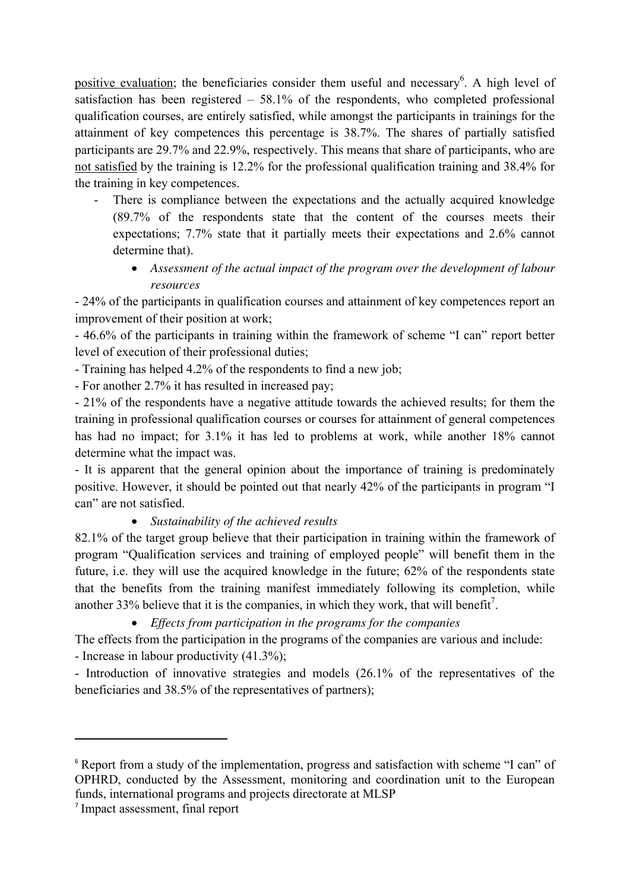positive evaluation; the beneficiaries consider them useful and necessary[6]. A high level of satisfaction has been registered – 58.1% of the respondents, who completed professional qualification courses, are entirely satisfied, while amongst the participants in trainings for the attainment of key competences this percentage is 38.7%. The shares of partially satisfied participants are 29.7% and 22.9%, respectively. This means that share of participants, who are not satisfied by the training is 12.2% for the professional qualification training and 38.4% for the training in key competences.

- There is compliance between the expectations and the actually acquired knowledge (89.7% of the respondents state that the content of the courses meets their expectations; 7.7% state that it partially meets their expectations and 2.6% cannot determine that).

    - *Assessment of the actual impact of the program over the development of labour resources*

- 24% of the participants in qualification courses and attainment of key competences report an improvement of their position at work;

- 46.6% of the participants in training within the framework of scheme "I can" report better level of execution of their professional duties;

- Training has helped 4.2% of the respondents to find a new job;

- For another 2.7% it has resulted in increased pay;

- 21% of the respondents have a negative attitude towards the achieved results; for them the training in professional qualification courses or courses for attainment of general competences has had no impact; for 3.1% it has led to problems at work, while another 18% cannot determine what the impact was.

- It is apparent that the general opinion about the importance of training is predominately positive. However, it should be pointed out that nearly 42% of the participants in program "I can" are not satisfied.

- *Sustainability of the achieved results*

82.1% of the target group believe that their participation in training within the framework of program "Qualification services and training of employed people" will benefit them in the future, i.e. they will use the acquired knowledge in the future; 62% of the respondents state that the benefits from the training manifest immediately following its completion, while another 33% believe that it is the companies, in which they work, that will benefit[7].

- *Effects from participation in the programs for the companies*

The effects from the participation in the programs of the companies are various and include:

- Increase in labour productivity (41.3%);

- Introduction of innovative strategies and models (26.1% of the representatives of the beneficiaries and 38.5% of the representatives of partners);

---

[6] Report from a study of the implementation, progress and satisfaction with scheme "I can" of OPHRD, conducted by the Assessment, monitoring and coordination unit to the European funds, international programs and projects directorate at MLSP

[7] Impact assessment, final report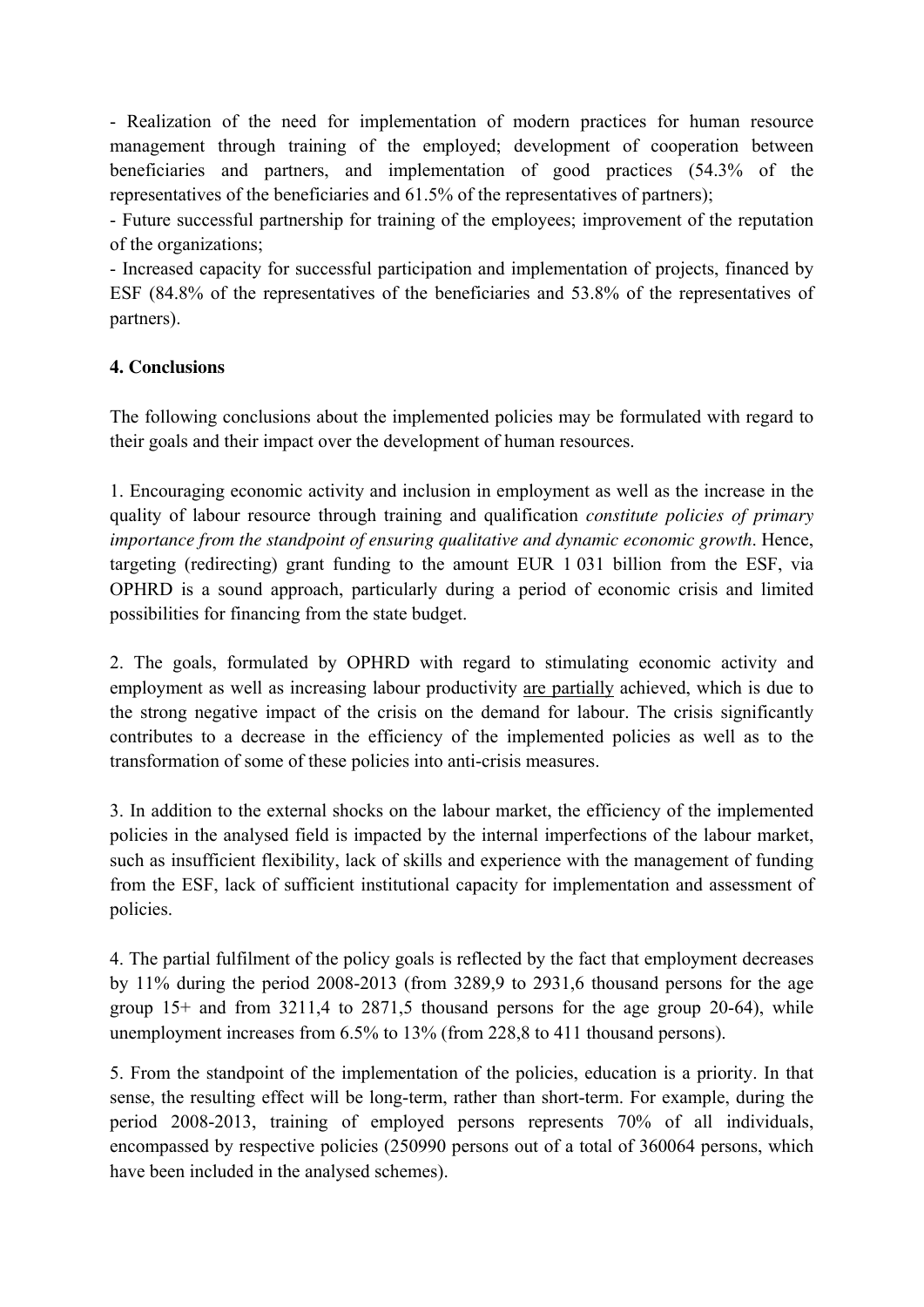- Realization of the need for implementation of modern practices for human resource management through training of the employed; development of cooperation between beneficiaries and partners, and implementation of good practices (54.3% of the representatives of the beneficiaries and 61.5% of the representatives of partners);

- Future successful partnership for training of the employees; improvement of the reputation of the organizations;

- Increased capacity for successful participation and implementation of projects, financed by ESF (84.8% of the representatives of the beneficiaries and 53.8% of the representatives of partners).

## 4. Conclusions

The following conclusions about the implemented policies may be formulated with regard to their goals and their impact over the development of human resources.

1. Encouraging economic activity and inclusion in employment as well as the increase in the quality of labour resource through training and qualification *constitute policies of primary importance from the standpoint of ensuring qualitative and dynamic economic growth*. Hence, targeting (redirecting) grant funding to the amount EUR 1 031 billion from the ESF, via OPHRD is a sound approach, particularly during a period of economic crisis and limited possibilities for financing from the state budget.

2. The goals, formulated by OPHRD with regard to stimulating economic activity and employment as well as increasing labour productivity <u>are partially</u> achieved, which is due to the strong negative impact of the crisis on the demand for labour. The crisis significantly contributes to a decrease in the efficiency of the implemented policies as well as to the transformation of some of these policies into anti-crisis measures.

3. In addition to the external shocks on the labour market, the efficiency of the implemented policies in the analysed field is impacted by the internal imperfections of the labour market, such as insufficient flexibility, lack of skills and experience with the management of funding from the ESF, lack of sufficient institutional capacity for implementation and assessment of policies.

4. The partial fulfilment of the policy goals is reflected by the fact that employment decreases by 11% during the period 2008-2013 (from 3289,9 to 2931,6 thousand persons for the age group 15+ and from 3211,4 to 2871,5 thousand persons for the age group 20-64), while unemployment increases from 6.5% to 13% (from 228,8 to 411 thousand persons).

5. From the standpoint of the implementation of the policies, education is a priority. In that sense, the resulting effect will be long-term, rather than short-term. For example, during the period 2008-2013, training of employed persons represents 70% of all individuals, encompassed by respective policies (250990 persons out of a total of 360064 persons, which have been included in the analysed schemes).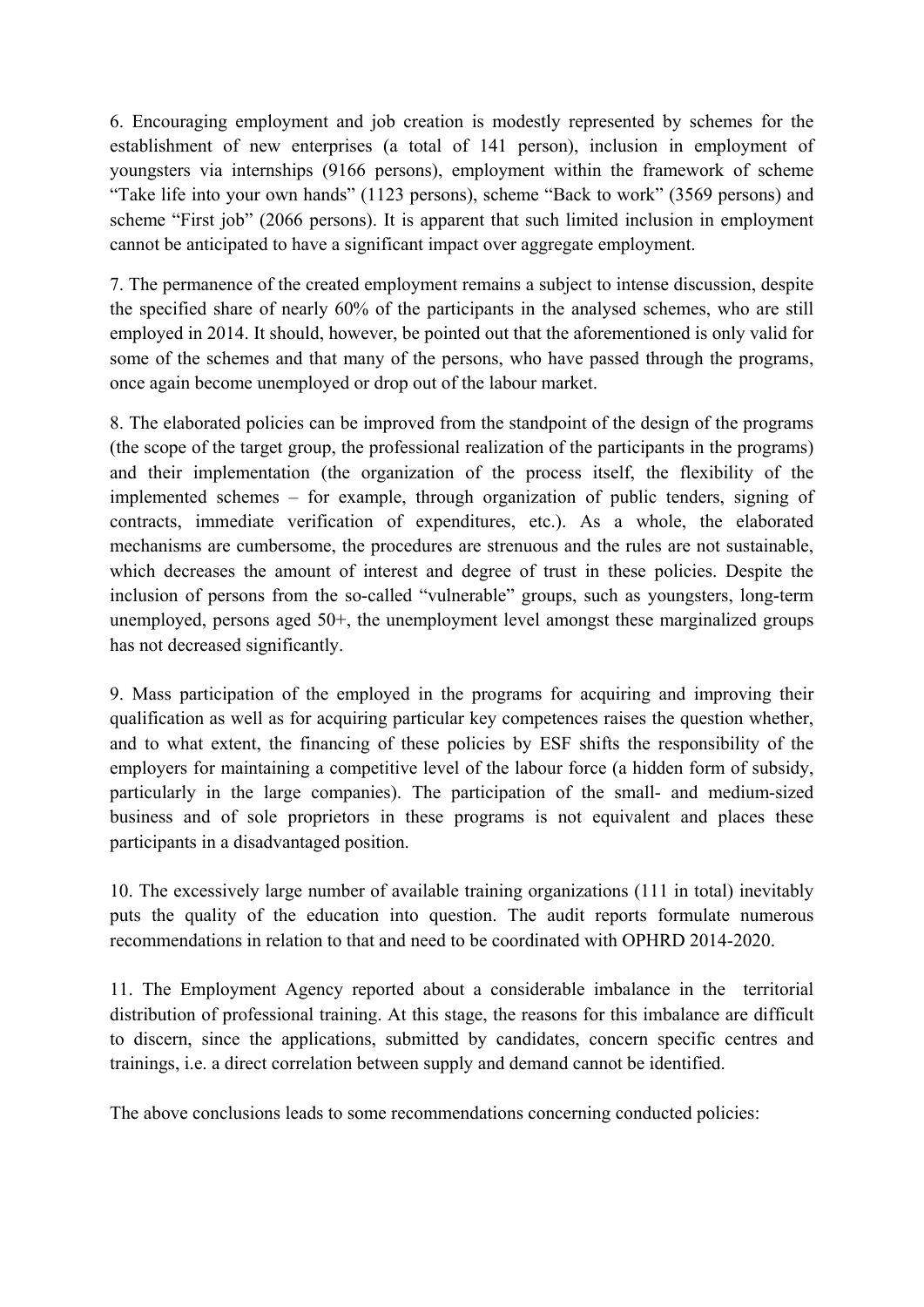6. Encouraging employment and job creation is modestly represented by schemes for the establishment of new enterprises (a total of 141 person), inclusion in employment of youngsters via internships (9166 persons), employment within the framework of scheme "Take life into your own hands" (1123 persons), scheme "Back to work" (3569 persons) and scheme "First job" (2066 persons). It is apparent that such limited inclusion in employment cannot be anticipated to have a significant impact over aggregate employment.

7. The permanence of the created employment remains a subject to intense discussion, despite the specified share of nearly 60% of the participants in the analysed schemes, who are still employed in 2014. It should, however, be pointed out that the aforementioned is only valid for some of the schemes and that many of the persons, who have passed through the programs, once again become unemployed or drop out of the labour market.

8. The elaborated policies can be improved from the standpoint of the design of the programs (the scope of the target group, the professional realization of the participants in the programs) and their implementation (the organization of the process itself, the flexibility of the implemented schemes – for example, through organization of public tenders, signing of contracts, immediate verification of expenditures, etc.). As a whole, the elaborated mechanisms are cumbersome, the procedures are strenuous and the rules are not sustainable, which decreases the amount of interest and degree of trust in these policies. Despite the inclusion of persons from the so-called "vulnerable" groups, such as youngsters, long-term unemployed, persons aged 50+, the unemployment level amongst these marginalized groups has not decreased significantly.

9. Mass participation of the employed in the programs for acquiring and improving their qualification as well as for acquiring particular key competences raises the question whether, and to what extent, the financing of these policies by ESF shifts the responsibility of the employers for maintaining a competitive level of the labour force (a hidden form of subsidy, particularly in the large companies). The participation of the small- and medium-sized business and of sole proprietors in these programs is not equivalent and places these participants in a disadvantaged position.

10. The excessively large number of available training organizations (111 in total) inevitably puts the quality of the education into question. The audit reports formulate numerous recommendations in relation to that and need to be coordinated with OPHRD 2014-2020.

11. The Employment Agency reported about a considerable imbalance in the territorial distribution of professional training. At this stage, the reasons for this imbalance are difficult to discern, since the applications, submitted by candidates, concern specific centres and trainings, i.e. a direct correlation between supply and demand cannot be identified.

The above conclusions leads to some recommendations concerning conducted policies: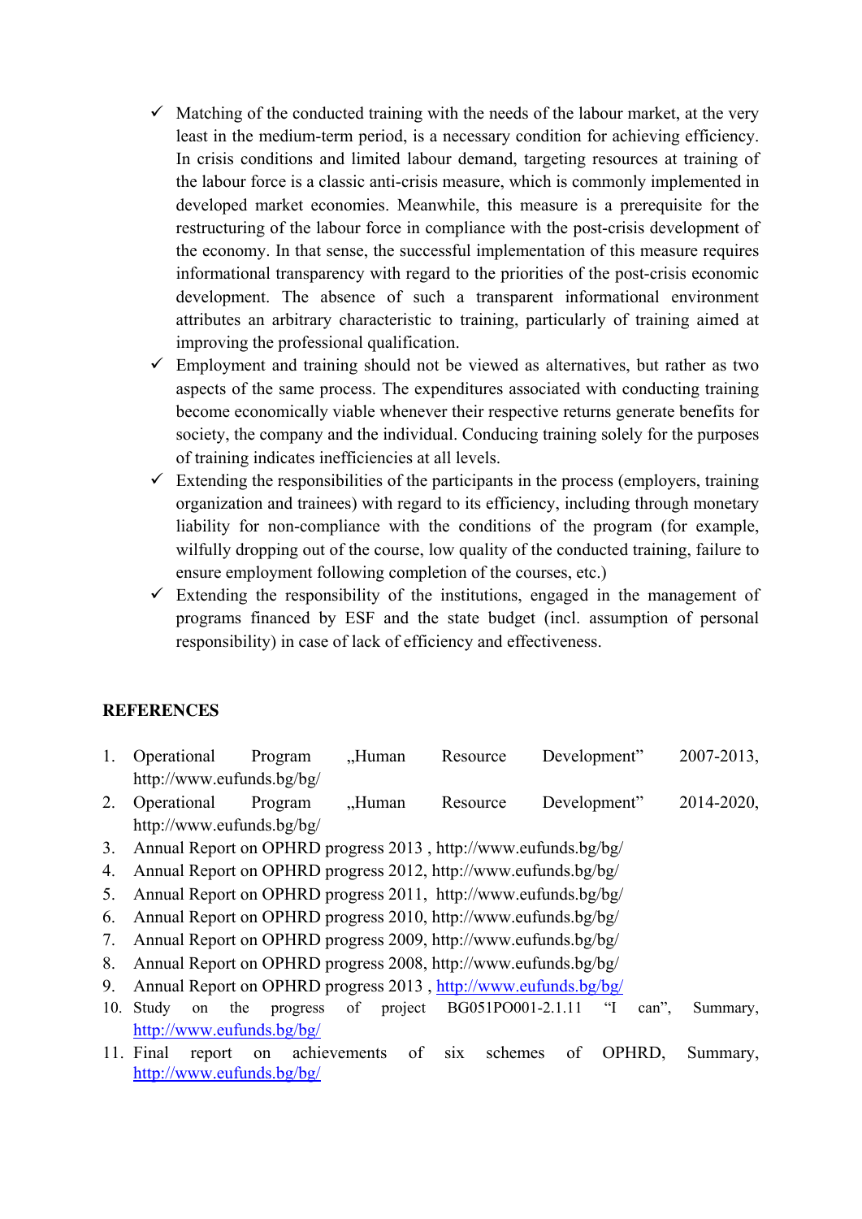- ✓ Matching of the conducted training with the needs of the labour market, at the very least in the medium-term period, is a necessary condition for achieving efficiency. In crisis conditions and limited labour demand, targeting resources at training of the labour force is a classic anti-crisis measure, which is commonly implemented in developed market economies. Meanwhile, this measure is a prerequisite for the restructuring of the labour force in compliance with the post-crisis development of the economy. In that sense, the successful implementation of this measure requires informational transparency with regard to the priorities of the post-crisis economic development. The absence of such a transparent informational environment attributes an arbitrary characteristic to training, particularly of training aimed at improving the professional qualification.
- ✓ Employment and training should not be viewed as alternatives, but rather as two aspects of the same process. The expenditures associated with conducting training become economically viable whenever their respective returns generate benefits for society, the company and the individual. Conducing training solely for the purposes of training indicates inefficiencies at all levels.
- ✓ Extending the responsibilities of the participants in the process (employers, training organization and trainees) with regard to its efficiency, including through monetary liability for non-compliance with the conditions of the program (for example, wilfully dropping out of the course, low quality of the conducted training, failure to ensure employment following completion of the courses, etc.)
- ✓ Extending the responsibility of the institutions, engaged in the management of programs financed by ESF and the state budget (incl. assumption of personal responsibility) in case of lack of efficiency and effectiveness.

## REFERENCES

1. Operational Program „Human Resource Development" 2007-2013, http://www.eufunds.bg/bg/
2. Operational Program „Human Resource Development" 2014-2020, http://www.eufunds.bg/bg/
3. Annual Report on OPHRD progress 2013 , http://www.eufunds.bg/bg/
4. Annual Report on OPHRD progress 2012, http://www.eufunds.bg/bg/
5. Annual Report on OPHRD progress 2011, http://www.eufunds.bg/bg/
6. Annual Report on OPHRD progress 2010, http://www.eufunds.bg/bg/
7. Annual Report on OPHRD progress 2009, http://www.eufunds.bg/bg/
8. Annual Report on OPHRD progress 2008, http://www.eufunds.bg/bg/
9. Annual Report on OPHRD progress 2013 , http://www.eufunds.bg/bg/
10. Study on the progress of project BG051PO001-2.1.11 "I can", Summary, http://www.eufunds.bg/bg/
11. Final report on achievements of six schemes of OPHRD, Summary, http://www.eufunds.bg/bg/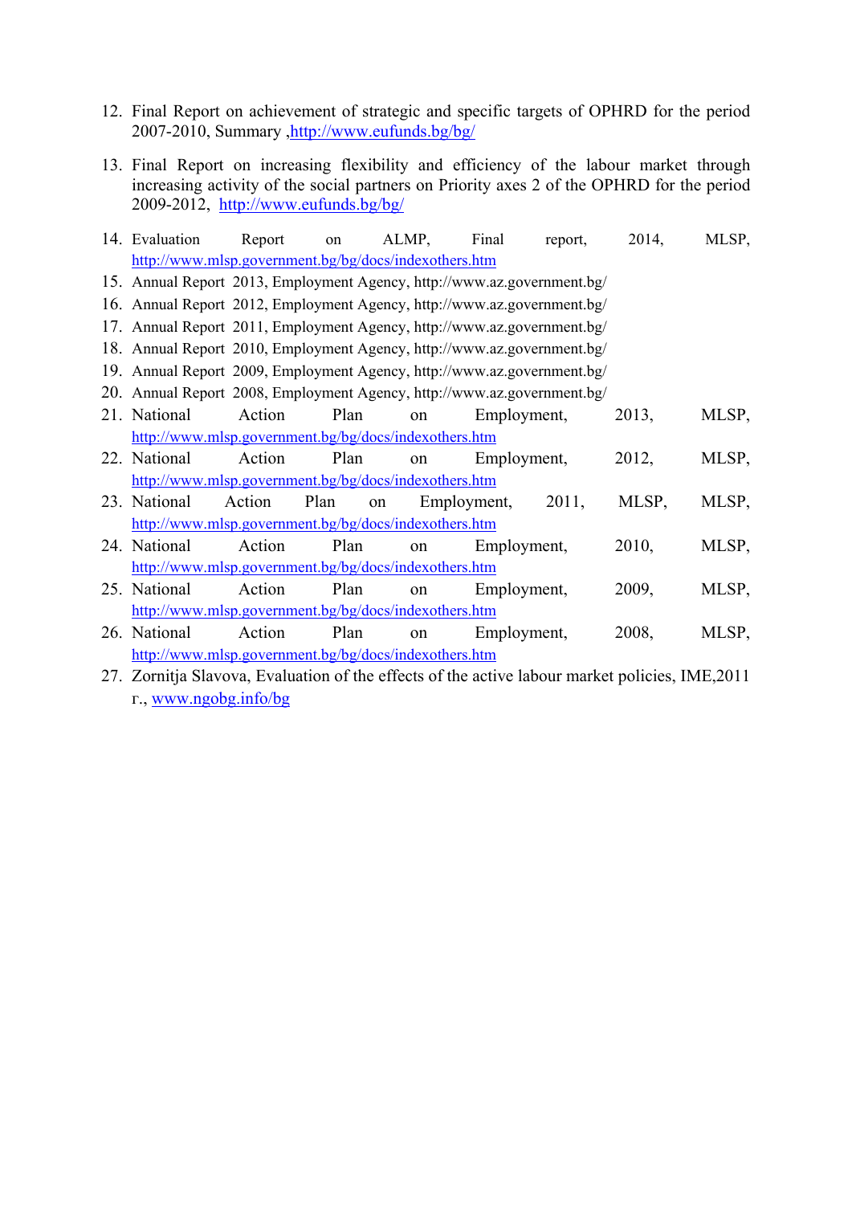12. Final Report on achievement of strategic and specific targets of OPHRD for the period 2007-2010, Summary ,http://www.eufunds.bg/bg/
13. Final Report on increasing flexibility and efficiency of the labour market through increasing activity of the social partners on Priority axes 2 of the OPHRD for the period 2009-2012, http://www.eufunds.bg/bg/
14. Evaluation Report on ALMP, Final report, 2014, MLSP, http://www.mlsp.government.bg/bg/docs/indexothers.htm
15. Annual Report 2013, Employment Agency, http://www.az.government.bg/
16. Annual Report 2012, Employment Agency, http://www.az.government.bg/
17. Annual Report 2011, Employment Agency, http://www.az.government.bg/
18. Annual Report 2010, Employment Agency, http://www.az.government.bg/
19. Annual Report 2009, Employment Agency, http://www.az.government.bg/
20. Annual Report 2008, Employment Agency, http://www.az.government.bg/
21. National Action Plan on Employment, 2013, MLSP, http://www.mlsp.government.bg/bg/docs/indexothers.htm
22. National Action Plan on Employment, 2012, MLSP, http://www.mlsp.government.bg/bg/docs/indexothers.htm
23. National Action Plan on Employment, 2011, MLSP, MLSP, http://www.mlsp.government.bg/bg/docs/indexothers.htm
24. National Action Plan on Employment, 2010, MLSP, http://www.mlsp.government.bg/bg/docs/indexothers.htm
25. National Action Plan on Employment, 2009, MLSP, http://www.mlsp.government.bg/bg/docs/indexothers.htm
26. National Action Plan on Employment, 2008, MLSP, http://www.mlsp.government.bg/bg/docs/indexothers.htm
27. Zornitja Slavova, Evaluation of the effects of the active labour market policies, IME,2011 г., www.ngobg.info/bg